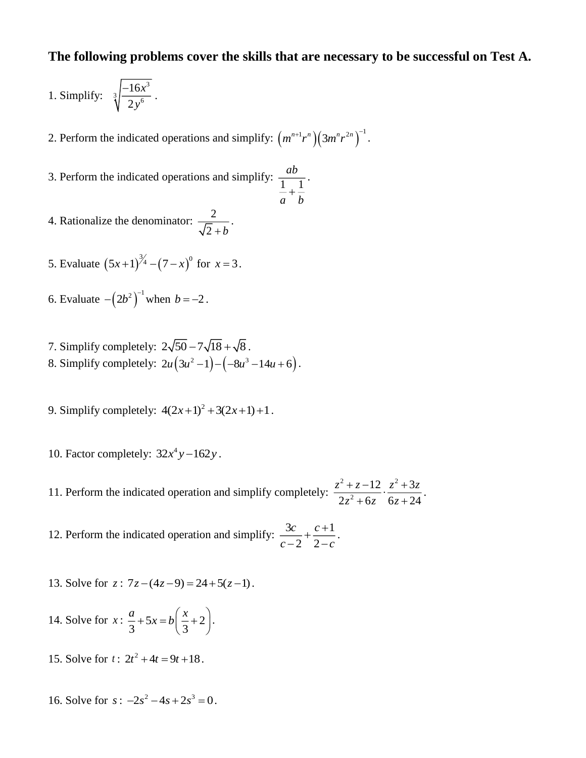**The following problems cover the skills that are necessary to be successful on Test A.**

1. Simplify: $\sqrt[3]{\dfrac{-16x^3}{2y^6}}$ .

2. Perform the indicated operations and simplify: $\left(m^{n+1}r^n\right)\left(3m^n r^{2n}\right)^{-1}$.

3. Perform the indicated operations and simplify: $\dfrac{ab}{\frac{1}{a}+\frac{1}{b}}$.

4. Rationalize the denominator: $\dfrac{2}{\sqrt{2}+b}$.

5. Evaluate $(5x+1)^{3/4}-(7-x)^0$ for $x=3$.

6. Evaluate $-\left(2b^2\right)^{-1}$ when $b=-2$.

7. Simplify completely: $2\sqrt{50}-7\sqrt{18}+\sqrt{8}$.

8. Simplify completely: $2u\left(3u^2-1\right)-\left(-8u^3-14u+6\right)$.

9. Simplify completely: $4(2x+1)^2+3(2x+1)+1$.

10. Factor completely: $32x^4y-162y$.

11. Perform the indicated operation and simplify completely: $\dfrac{z^2+z-12}{2z^2+6z}\cdot\dfrac{z^2+3z}{6z+24}$.

12. Perform the indicated operation and simplify: $\dfrac{3c}{c-2}+\dfrac{c+1}{2-c}$.

13. Solve for $z$: $7z-(4z-9)=24+5(z-1)$.

14. Solve for $x$: $\dfrac{a}{3}+5x=b\left(\dfrac{x}{3}+2\right)$.

15. Solve for $t$: $2t^2+4t=9t+18$.

16. Solve for $s$: $-2s^2-4s+2s^3=0$.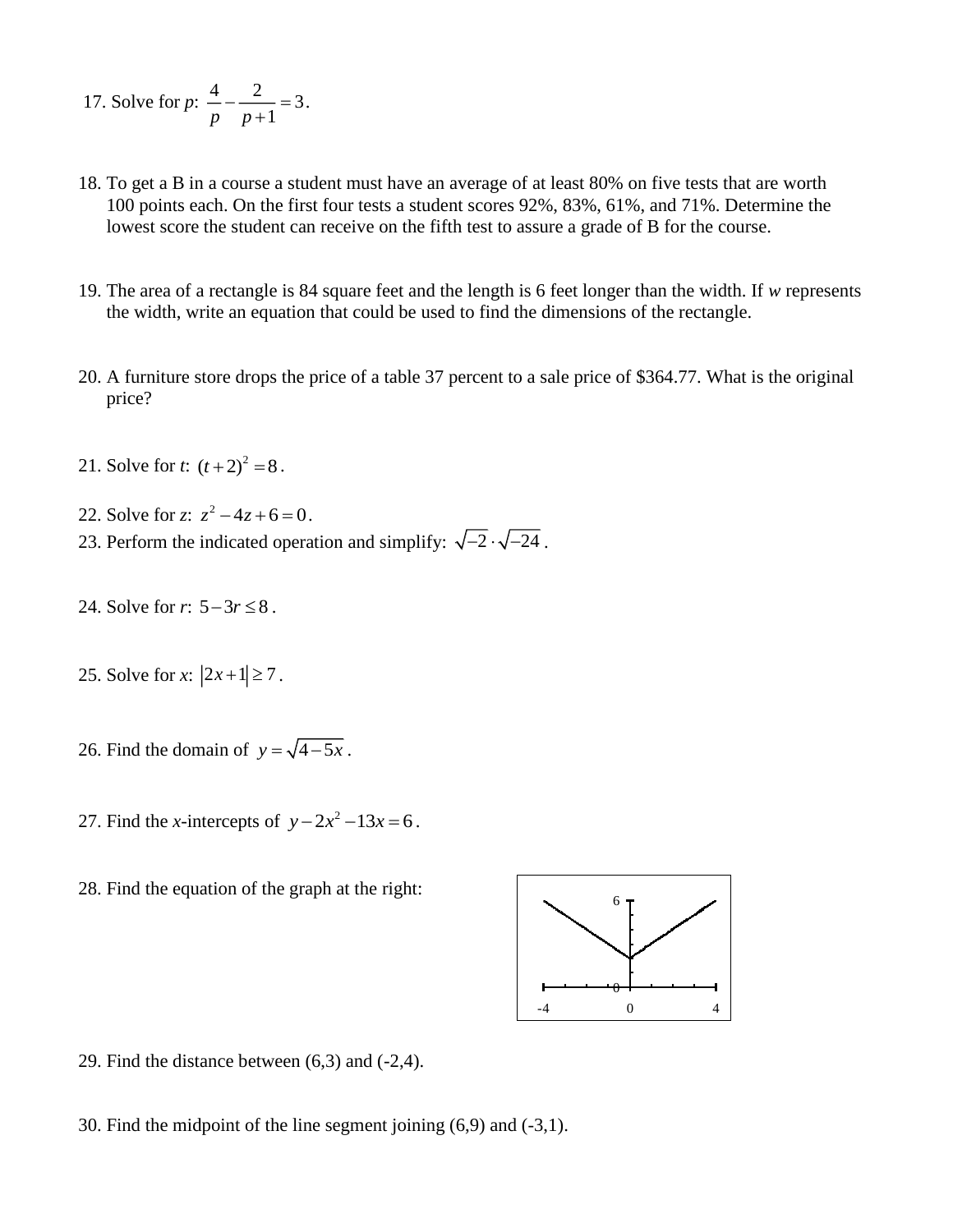17. Solve for *p*: $\frac{4}{p} - \frac{2}{p+1} = 3$.

18. To get a B in a course a student must have an average of at least 80% on five tests that are worth 100 points each. On the first four tests a student scores 92%, 83%, 61%, and 71%. Determine the lowest score the student can receive on the fifth test to assure a grade of B for the course.

19. The area of a rectangle is 84 square feet and the length is 6 feet longer than the width. If *w* represents the width, write an equation that could be used to find the dimensions of the rectangle.

20. A furniture store drops the price of a table 37 percent to a sale price of $364.77. What is the original price?

21. Solve for *t*: $(t+2)^2 = 8$.

22. Solve for *z*: $z^2 - 4z + 6 = 0$.

23. Perform the indicated operation and simplify: $\sqrt{-2} \cdot \sqrt{-24}$.

24. Solve for *r*: $5 - 3r \leq 8$.

25. Solve for *x*: $|2x+1| \geq 7$.

26. Find the domain of $y = \sqrt{4-5x}$.

27. Find the *x*-intercepts of $y - 2x^2 - 13x = 6$.

28. Find the equation of the graph at the right:

29. Find the distance between (6,3) and (-2,4).

30. Find the midpoint of the line segment joining (6,9) and (-3,1).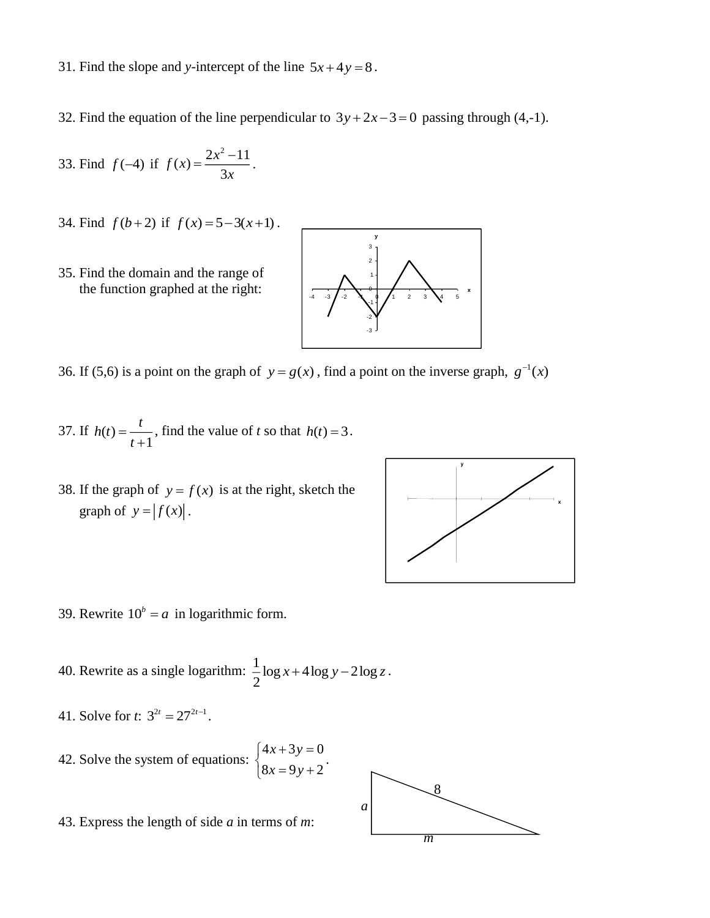31. Find the slope and *y*-intercept of the line $5x+4y=8$.

32. Find the equation of the line perpendicular to $3y+2x-3=0$ passing through (4,-1).

33. Find $f(-4)$ if $f(x)=\dfrac{2x^2-11}{3x}$.

34. Find $f(b+2)$ if $f(x)=5-3(x+1)$.

35. Find the domain and the range of the function graphed at the right:

y
3
2
1
0
-1
-2
-3
x
-4 -3 -2 -1 0 1 2 3 4 5

36. If (5,6) is a point on the graph of $y=g(x)$, find a point on the inverse graph, $g^{-1}(x)$

37. If $h(t)=\dfrac{t}{t+1}$, find the value of *t* so that $h(t)=3$.

38. If the graph of $y=f(x)$ is at the right, sketch the graph of $y=|f(x)|$.

y
x

39. Rewrite $10^b=a$ in logarithmic form.

40. Rewrite as a single logarithm: $\dfrac{1}{2}\log x+4\log y-2\log z$.

41. Solve for *t*: $3^{2t}=27^{2t-1}$.

42. Solve the system of equations: $\begin{cases}4x+3y=0\\8x=9y+2\end{cases}$.

43. Express the length of side *a* in terms of *m*:

8
*a*
*m*